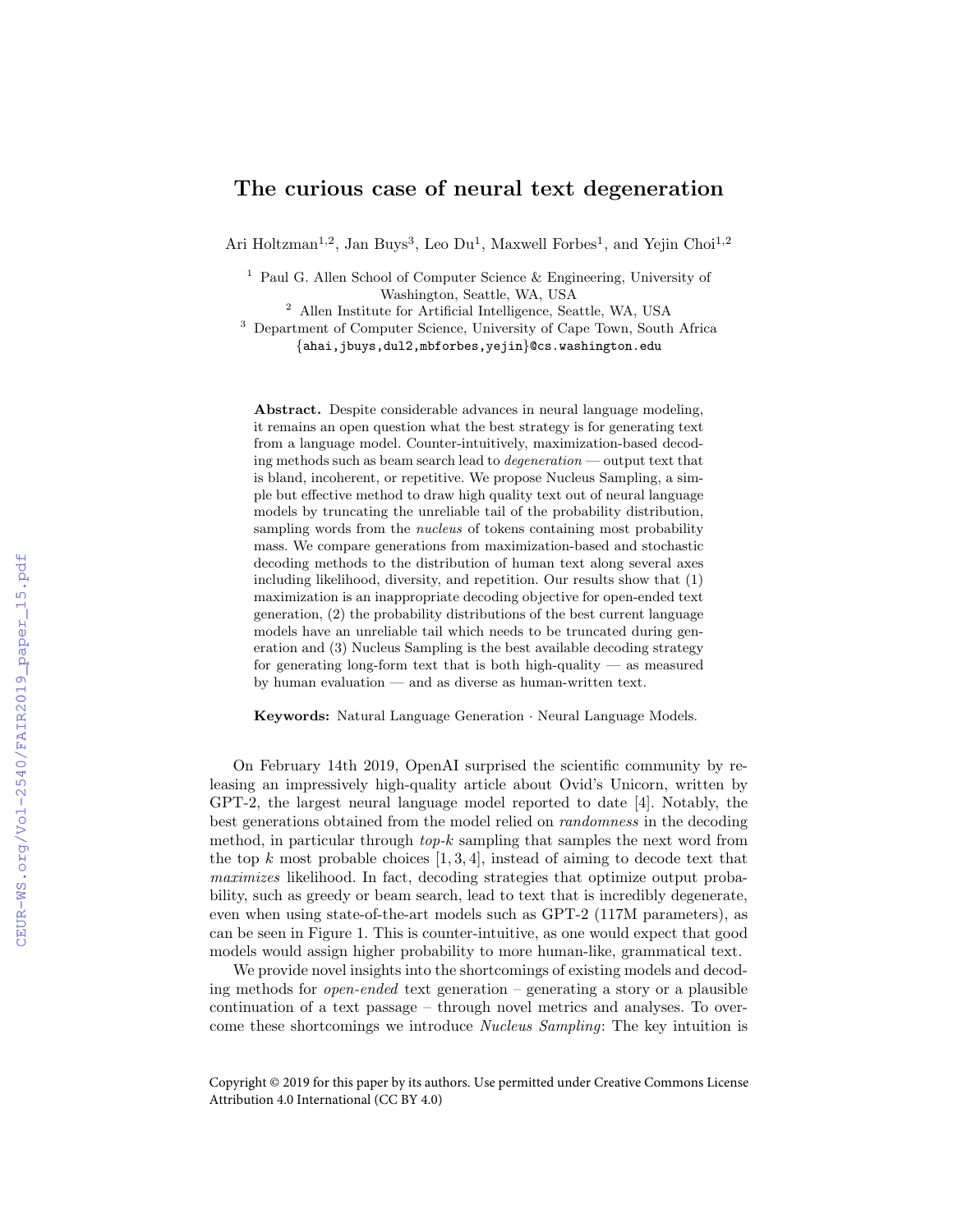# The curious case of neural text degeneration

Ari Holtzman[1,2], Jan Buys[3], Leo Du[1], Maxwell Forbes[1], and Yejin Choi[1,2]

[1] Paul G. Allen School of Computer Science & Engineering, University of Washington, Seattle, WA, USA

[2] Allen Institute for Artificial Intelligence, Seattle, WA, USA

[3] Department of Computer Science, University of Cape Town, South Africa

{ahai,jbuys,dul2,mbforbes,yejin}@cs.washington.edu

**Abstract.** Despite considerable advances in neural language modeling, it remains an open question what the best strategy is for generating text from a language model. Counter-intuitively, maximization-based decoding methods such as beam search lead to *degeneration* — output text that is bland, incoherent, or repetitive. We propose Nucleus Sampling, a simple but effective method to draw high quality text out of neural language models by truncating the unreliable tail of the probability distribution, sampling words from the *nucleus* of tokens containing most probability mass. We compare generations from maximization-based and stochastic decoding methods to the distribution of human text along several axes including likelihood, diversity, and repetition. Our results show that (1) maximization is an inappropriate decoding objective for open-ended text generation, (2) the probability distributions of the best current language models have an unreliable tail which needs to be truncated during generation and (3) Nucleus Sampling is the best available decoding strategy for generating long-form text that is both high-quality — as measured by human evaluation — and as diverse as human-written text.

**Keywords:** Natural Language Generation · Neural Language Models.

On February 14th 2019, OpenAI surprised the scientific community by releasing an impressively high-quality article about Ovid's Unicorn, written by GPT-2, the largest neural language model reported to date [4]. Notably, the best generations obtained from the model relied on *randomness* in the decoding method, in particular through *top-k* sampling that samples the next word from the top $k$ most probable choices [1, 3, 4], instead of aiming to decode text that *maximizes* likelihood. In fact, decoding strategies that optimize output probability, such as greedy or beam search, lead to text that is incredibly degenerate, even when using state-of-the-art models such as GPT-2 (117M parameters), as can be seen in Figure 1. This is counter-intuitive, as one would expect that good models would assign higher probability to more human-like, grammatical text.

We provide novel insights into the shortcomings of existing models and decoding methods for *open-ended* text generation – generating a story or a plausible continuation of a text passage – through novel metrics and analyses. To overcome these shortcomings we introduce *Nucleus Sampling*: The key intuition is

Copyright © 2019 for this paper by its authors. Use permitted under Creative Commons License Attribution 4.0 International (CC BY 4.0)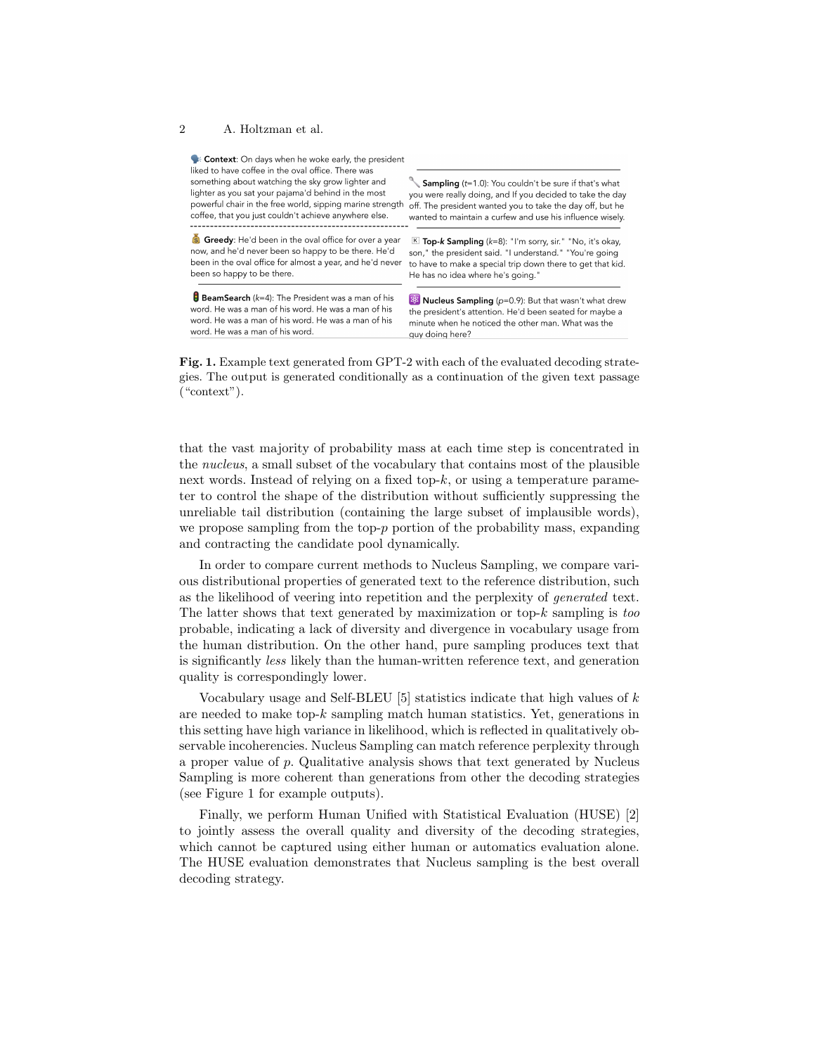**Context**: On days when he woke early, the president liked to have coffee in the oval office. There was something about watching the sky grow lighter and lighter as you sat your pajama'd behind in the most powerful chair in the free world, sipping marine strength coffee, that you just couldn't achieve anywhere else.

**Greedy**: He'd been in the oval office for over a year now, and he'd never been so happy to be there. He'd been in the oval office for almost a year, and he'd never been so happy to be there.

**BeamSearch** ($k$=4): The President was a man of his word. He was a man of his word. He was a man of his word. He was a man of his word. He was a man of his word. He was a man of his word.

**Sampling** ($t$=1.0): You couldn't be sure if that's what you were really doing, and If you decided to take the day off. The president wanted you to take the day off, but he wanted to maintain a curfew and use his influence wisely.

**Top-$k$ Sampling** ($k$=8): "I'm sorry, sir." "No, it's okay, son," the president said. "I understand." "You're going to have to make a special trip down there to get that kid. He has no idea where he's going."

**Nucleus Sampling** ($p$=0.9): But that wasn't what drew the president's attention. He'd been seated for maybe a minute when he noticed the other man. What was the guy doing here?

**Fig. 1.** Example text generated from GPT-2 with each of the evaluated decoding strategies. The output is generated conditionally as a continuation of the given text passage ("context").

that the vast majority of probability mass at each time step is concentrated in the *nucleus*, a small subset of the vocabulary that contains most of the plausible next words. Instead of relying on a fixed top-$k$, or using a temperature parameter to control the shape of the distribution without sufficiently suppressing the unreliable tail distribution (containing the large subset of implausible words), we propose sampling from the top-$p$ portion of the probability mass, expanding and contracting the candidate pool dynamically.

In order to compare current methods to Nucleus Sampling, we compare various distributional properties of generated text to the reference distribution, such as the likelihood of veering into repetition and the perplexity of *generated* text. The latter shows that text generated by maximization or top-$k$ sampling is *too* probable, indicating a lack of diversity and divergence in vocabulary usage from the human distribution. On the other hand, pure sampling produces text that is significantly *less* likely than the human-written reference text, and generation quality is correspondingly lower.

Vocabulary usage and Self-BLEU [5] statistics indicate that high values of $k$ are needed to make top-$k$ sampling match human statistics. Yet, generations in this setting have high variance in likelihood, which is reflected in qualitatively observable incoherencies. Nucleus Sampling can match reference perplexity through a proper value of $p$. Qualitative analysis shows that text generated by Nucleus Sampling is more coherent than generations from other the decoding strategies (see Figure 1 for example outputs).

Finally, we perform Human Unified with Statistical Evaluation (HUSE) [2] to jointly assess the overall quality and diversity of the decoding strategies, which cannot be captured using either human or automatics evaluation alone. The HUSE evaluation demonstrates that Nucleus sampling is the best overall decoding strategy.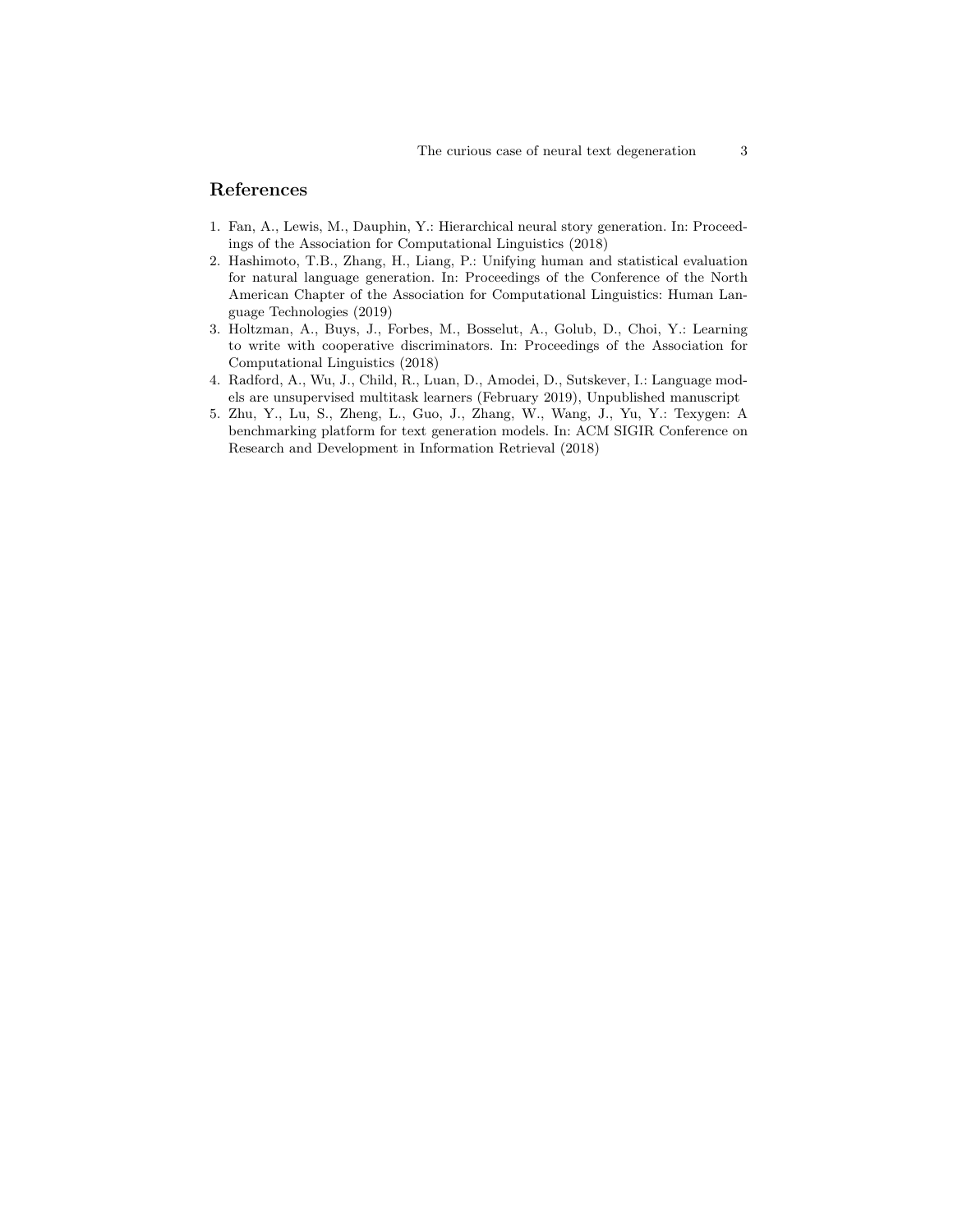## References

1. Fan, A., Lewis, M., Dauphin, Y.: Hierarchical neural story generation. In: Proceedings of the Association for Computational Linguistics (2018)
2. Hashimoto, T.B., Zhang, H., Liang, P.: Unifying human and statistical evaluation for natural language generation. In: Proceedings of the Conference of the North American Chapter of the Association for Computational Linguistics: Human Language Technologies (2019)
3. Holtzman, A., Buys, J., Forbes, M., Bosselut, A., Golub, D., Choi, Y.: Learning to write with cooperative discriminators. In: Proceedings of the Association for Computational Linguistics (2018)
4. Radford, A., Wu, J., Child, R., Luan, D., Amodei, D., Sutskever, I.: Language models are unsupervised multitask learners (February 2019), Unpublished manuscript
5. Zhu, Y., Lu, S., Zheng, L., Guo, J., Zhang, W., Wang, J., Yu, Y.: Texygen: A benchmarking platform for text generation models. In: ACM SIGIR Conference on Research and Development in Information Retrieval (2018)